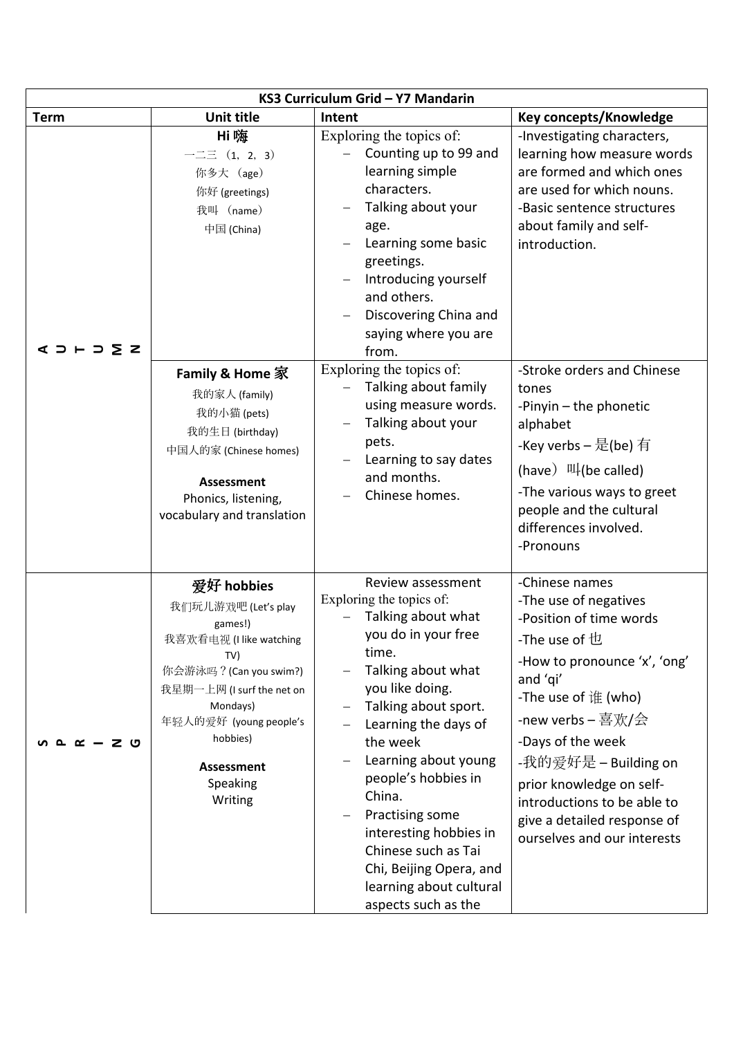| KS3 Curriculum Grid – Y7 Mandarin | | | |
|---|---|---|---|
| **Term** | **Unit title** | **Intent** | **Key concepts/Knowledge** |
| AUTUMN | **Hi 嗨**<br>一二三 （1，2，3）<br>你多大 （age）<br>你好 (greetings)<br>我叫 （name）<br>中国 (China) | Exploring the topics of:<br>– Counting up to 99 and learning simple characters.<br>– Talking about your age.<br>– Learning some basic greetings.<br>– Introducing yourself and others.<br>– Discovering China and saying where you are from. | -Investigating characters, learning how measure words are formed and which ones are used for which nouns.<br>-Basic sentence structures about family and self-introduction. |
| | **Family & Home 家**<br>我的家人 (family)<br>我的小猫 (pets)<br>我的生日 (birthday)<br>中国人的家 (Chinese homes)<br><br>**Assessment**<br>Phonics, listening, vocabulary and translation | Exploring the topics of:<br>– Talking about family using measure words.<br>– Talking about your pets.<br>– Learning to say dates and months.<br>– Chinese homes. | -Stroke orders and Chinese tones<br>-Pinyin – the phonetic alphabet<br>-Key verbs – 是(be) 有 (have）叫(be called)<br>-The various ways to greet people and the cultural differences involved.<br>-Pronouns |
| SPRING | **爱好 hobbies**<br>我们玩儿游戏吧 (Let's play games!)<br>我喜欢看电视 (I like watching TV)<br>你会游泳吗？(Can you swim?)<br>我星期一上网 (I surf the net on Mondays)<br>年轻人的爱好 (young people's hobbies)<br><br>**Assessment**<br>Speaking<br>Writing | Review assessment<br>Exploring the topics of:<br>– Talking about what you do in your free time.<br>– Talking about what you like doing.<br>– Talking about sport.<br>– Learning the days of the week<br>– Learning about young people's hobbies in China.<br>– Practising some interesting hobbies in Chinese such as Tai Chi, Beijing Opera, and learning about cultural aspects such as the | -Chinese names<br>-The use of negatives<br>-Position of time words<br>-The use of 也<br>-How to pronounce 'x', 'ong' and 'qi'<br>-The use of 谁 (who)<br>-new verbs – 喜欢/会<br>-Days of the week<br>-我的爱好是 – Building on prior knowledge on self-introductions to be able to give a detailed response of ourselves and our interests |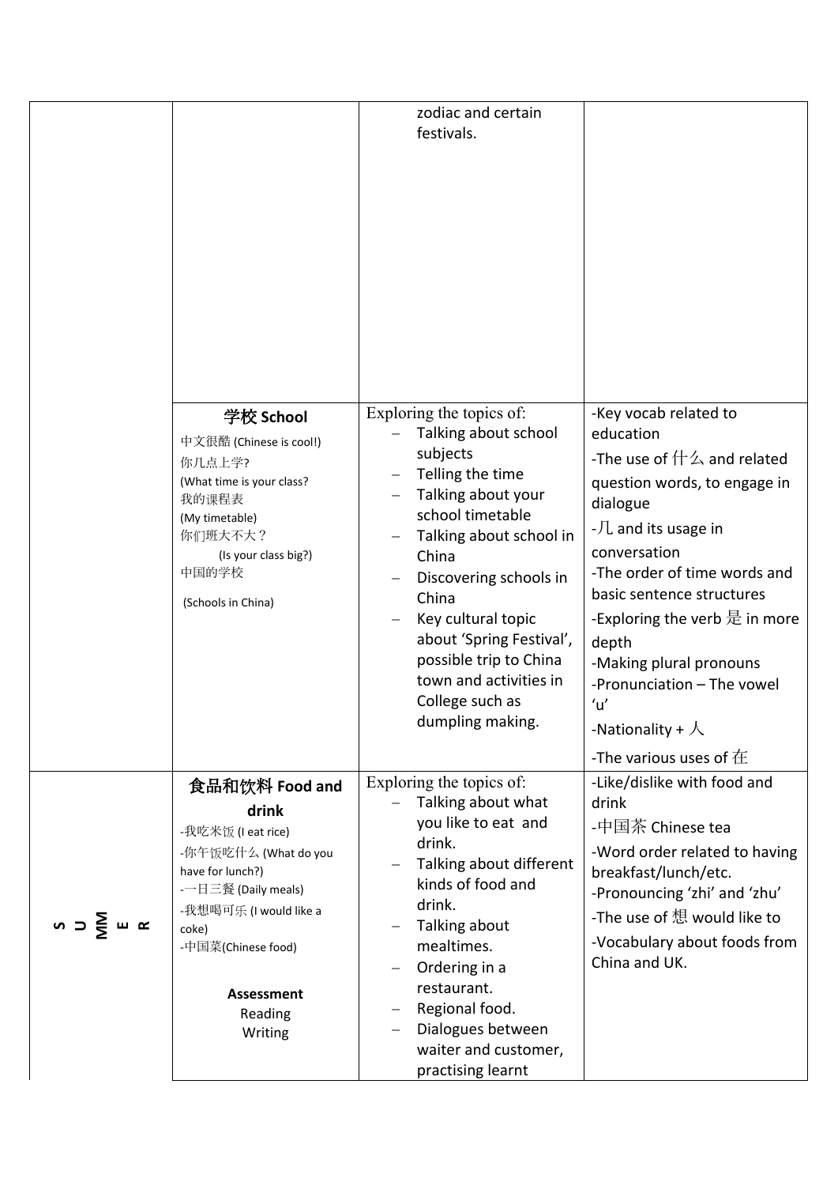| | | | |
|---|---|---|---|
| | | zodiac and certain festivals. | |
| | **学校 School**<br>中文很酷 (Chinese is cool!)<br>你几点上学?<br>(What time is your class?<br>我的课程表<br>(My timetable)<br>你们班大不大？<br>(Is your class big?)<br>中国的学校<br>(Schools in China) | Exploring the topics of:<br>– Talking about school subjects<br>– Telling the time<br>– Talking about your school timetable<br>– Talking about school in China<br>– Discovering schools in China<br>– Key cultural topic about 'Spring Festival', possible trip to China town and activities in College such as dumpling making. | -Key vocab related to education<br>-The use of 什么 and related question words, to engage in dialogue<br>-几 and its usage in conversation<br>-The order of time words and basic sentence structures<br>-Exploring the verb 是 in more depth<br>-Making plural pronouns<br>-Pronunciation – The vowel 'u'<br>-Nationality + 人<br>-The various uses of 在 |
| **SUMMER** | **食品和饮料 Food and drink**<br>-我吃米饭 (I eat rice)<br>-你午饭吃什么 (What do you have for lunch?)<br>-一日三餐 (Daily meals)<br>-我想喝可乐 (I would like a coke)<br>-中国菜(Chinese food)<br><br>**Assessment**<br>Reading<br>Writing | Exploring the topics of:<br>– Talking about what you like to eat and drink.<br>– Talking about different kinds of food and drink.<br>– Talking about mealtimes.<br>– Ordering in a restaurant.<br>– Regional food.<br>– Dialogues between waiter and customer, practising learnt | -Like/dislike with food and drink<br>-中国茶 Chinese tea<br>-Word order related to having breakfast/lunch/etc.<br>-Pronouncing 'zhi' and 'zhu'<br>-The use of 想 would like to<br>-Vocabulary about foods from China and UK. |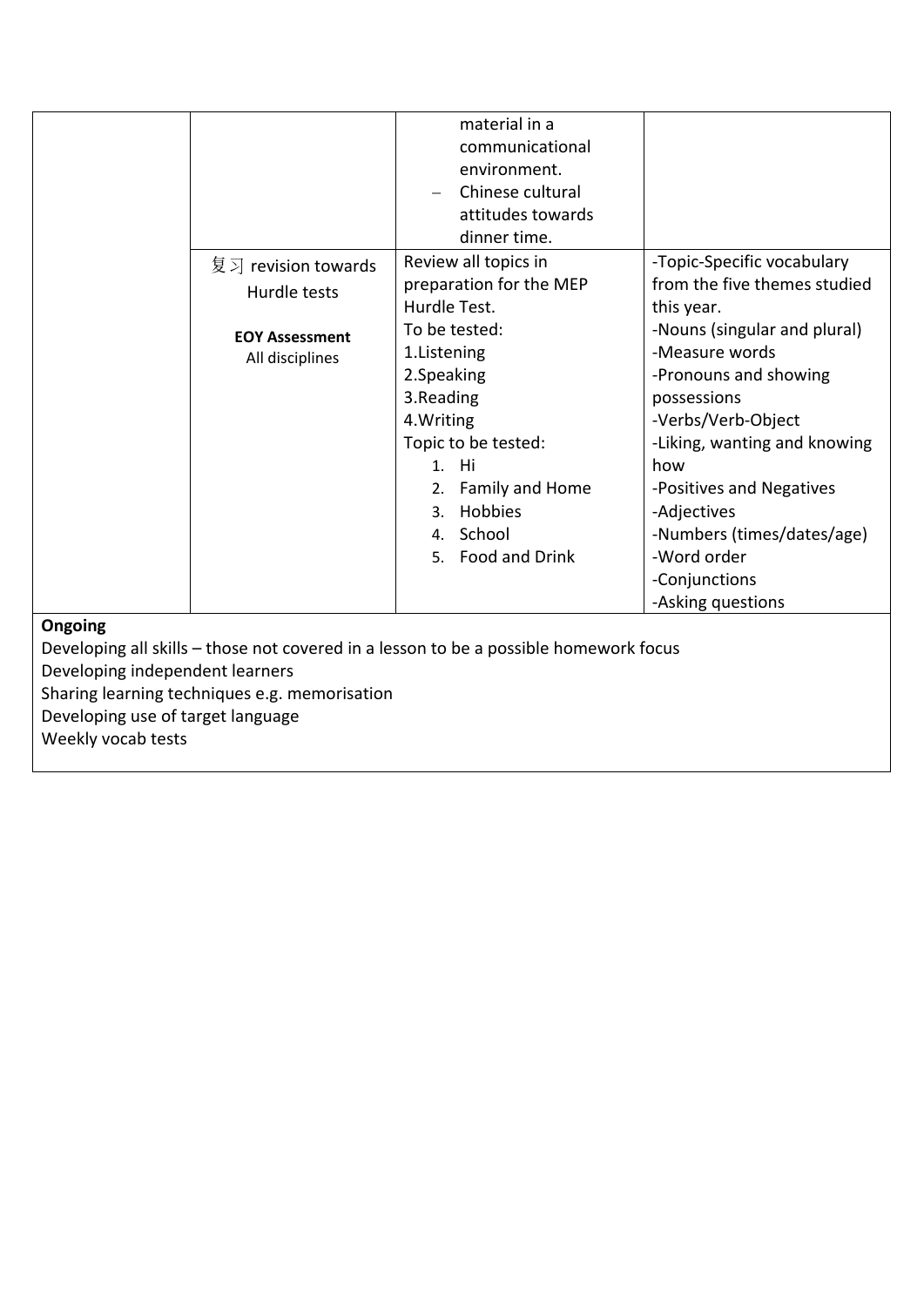| | | | |
|---|---|---|---|
| | | material in a communicational environment.<br>– Chinese cultural attitudes towards dinner time. | |
| | 复习 revision towards Hurdle tests<br><br>**EOY Assessment**<br>All disciplines | Review all topics in preparation for the MEP Hurdle Test.<br>To be tested:<br>1.Listening<br>2.Speaking<br>3.Reading<br>4.Writing<br>Topic to be tested:<br>1. Hi<br>2. Family and Home<br>3. Hobbies<br>4. School<br>5. Food and Drink | -Topic-Specific vocabulary from the five themes studied this year.<br>-Nouns (singular and plural)<br>-Measure words<br>-Pronouns and showing possessions<br>-Verbs/Verb-Object<br>-Liking, wanting and knowing how<br>-Positives and Negatives<br>-Adjectives<br>-Numbers (times/dates/age)<br>-Word order<br>-Conjunctions<br>-Asking questions |

**Ongoing**

Developing all skills – those not covered in a lesson to be a possible homework focus
Developing independent learners
Sharing learning techniques e.g. memorisation
Developing use of target language
Weekly vocab tests